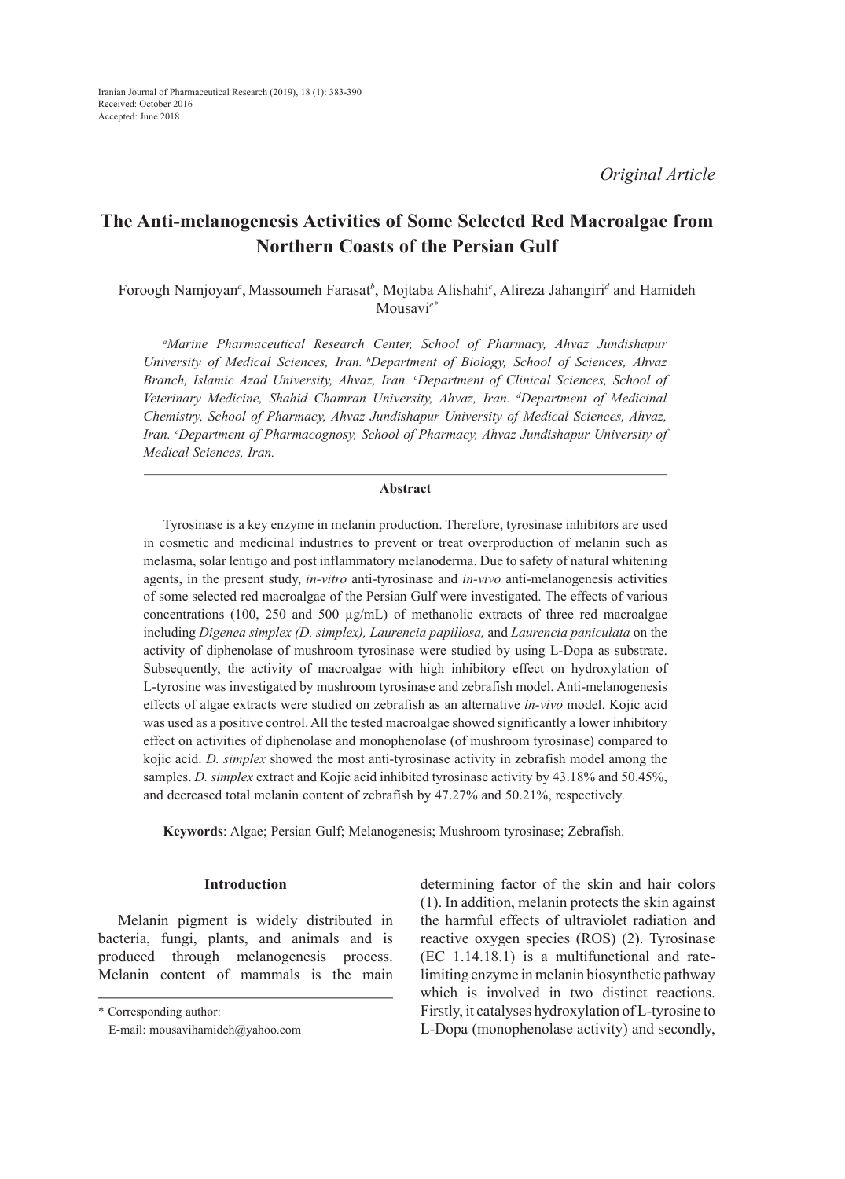Iranian Journal of Pharmaceutical Research (2019), 18 (1): 383-390
Received: October 2016
Accepted: June 2018

*Original Article*

# The Anti-melanogenesis Activities of Some Selected Red Macroalgae from Northern Coasts of the Persian Gulf

Foroogh Namjoyan[a], Massoumeh Farasat[b], Mojtaba Alishahi[c], Alireza Jahangiri[d] and Hamideh Mousavi[e*]

*[a]Marine Pharmaceutical Research Center, School of Pharmacy, Ahvaz Jundishapur University of Medical Sciences, Iran. [b]Department of Biology, School of Sciences, Ahvaz Branch, Islamic Azad University, Ahvaz, Iran. [c]Department of Clinical Sciences, School of Veterinary Medicine, Shahid Chamran University, Ahvaz, Iran. [d]Department of Medicinal Chemistry, School of Pharmacy, Ahvaz Jundishapur University of Medical Sciences, Ahvaz, Iran. [e]Department of Pharmacognosy, School of Pharmacy, Ahvaz Jundishapur University of Medical Sciences, Iran.*

## Abstract

Tyrosinase is a key enzyme in melanin production. Therefore, tyrosinase inhibitors are used in cosmetic and medicinal industries to prevent or treat overproduction of melanin such as melasma, solar lentigo and post inflammatory melanoderma. Due to safety of natural whitening agents, in the present study, *in-vitro* anti-tyrosinase and *in-vivo* anti-melanogenesis activities of some selected red macroalgae of the Persian Gulf were investigated. The effects of various concentrations (100, 250 and 500 µg/mL) of methanolic extracts of three red macroalgae including *Digenea simplex (D. simplex), Laurencia papillosa,* and *Laurencia paniculata* on the activity of diphenolase of mushroom tyrosinase were studied by using L-Dopa as substrate. Subsequently, the activity of macroalgae with high inhibitory effect on hydroxylation of L-tyrosine was investigated by mushroom tyrosinase and zebrafish model. Anti-melanogenesis effects of algae extracts were studied on zebrafish as an alternative *in-vivo* model. Kojic acid was used as a positive control. All the tested macroalgae showed significantly a lower inhibitory effect on activities of diphenolase and monophenolase (of mushroom tyrosinase) compared to kojic acid. *D. simplex* showed the most anti-tyrosinase activity in zebrafish model among the samples. *D. simplex* extract and Kojic acid inhibited tyrosinase activity by 43.18% and 50.45%, and decreased total melanin content of zebrafish by 47.27% and 50.21%, respectively.

**Keywords**: Algae; Persian Gulf; Melanogenesis; Mushroom tyrosinase; Zebrafish.

## Introduction

Melanin pigment is widely distributed in bacteria, fungi, plants, and animals and is produced through melanogenesis process. Melanin content of mammals is the main determining factor of the skin and hair colors (1). In addition, melanin protects the skin against the harmful effects of ultraviolet radiation and reactive oxygen species (ROS) (2). Tyrosinase (EC 1.14.18.1) is a multifunctional and rate-limiting enzyme in melanin biosynthetic pathway which is involved in two distinct reactions. Firstly, it catalyses hydroxylation of L-tyrosine to L-Dopa (monophenolase activity) and secondly,

\* Corresponding author:
E-mail: mousavihamideh@yahoo.com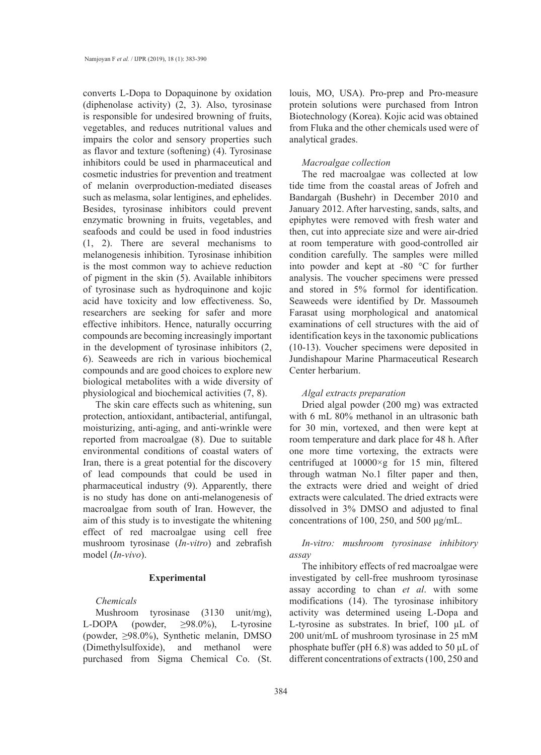converts L-Dopa to Dopaquinone by oxidation (diphenolase activity) (2, 3). Also, tyrosinase is responsible for undesired browning of fruits, vegetables, and reduces nutritional values and impairs the color and sensory properties such as flavor and texture (softening) (4). Tyrosinase inhibitors could be used in pharmaceutical and cosmetic industries for prevention and treatment of melanin overproduction-mediated diseases such as melasma, solar lentigines, and ephelides. Besides, tyrosinase inhibitors could prevent enzymatic browning in fruits, vegetables, and seafoods and could be used in food industries (1, 2). There are several mechanisms to melanogenesis inhibition. Tyrosinase inhibition is the most common way to achieve reduction of pigment in the skin (5). Available inhibitors of tyrosinase such as hydroquinone and kojic acid have toxicity and low effectiveness. So, researchers are seeking for safer and more effective inhibitors. Hence, naturally occurring compounds are becoming increasingly important in the development of tyrosinase inhibitors (2, 6). Seaweeds are rich in various biochemical compounds and are good choices to explore new biological metabolites with a wide diversity of physiological and biochemical activities (7, 8).

The skin care effects such as whitening, sun protection, antioxidant, antibacterial, antifungal, moisturizing, anti-aging, and anti-wrinkle were reported from macroalgae (8). Due to suitable environmental conditions of coastal waters of Iran, there is a great potential for the discovery of lead compounds that could be used in pharmaceutical industry (9). Apparently, there is no study has done on anti-melanogenesis of macroalgae from south of Iran. However, the aim of this study is to investigate the whitening effect of red macroalgae using cell free mushroom tyrosinase (*In-vitro*) and zebrafish model (*In-vivo*).

## Experimental

*Chemicals*

Mushroom tyrosinase (3130 unit/mg), L-DOPA (powder, ≥98.0%), L-tyrosine (powder, ≥98.0%), Synthetic melanin, DMSO (Dimethylsulfoxide), and methanol were purchased from Sigma Chemical Co. (St. louis, MO, USA). Pro-prep and Pro-measure protein solutions were purchased from Intron Biotechnology (Korea). Kojic acid was obtained from Fluka and the other chemicals used were of analytical grades.

*Macroalgae collection*

The red macroalgae was collected at low tide time from the coastal areas of Jofreh and Bandargah (Bushehr) in December 2010 and January 2012. After harvesting, sands, salts, and epiphytes were removed with fresh water and then, cut into appreciate size and were air-dried at room temperature with good-controlled air condition carefully. The samples were milled into powder and kept at -80 °C for further analysis. The voucher specimens were pressed and stored in 5% formol for identification. Seaweeds were identified by Dr. Massoumeh Farasat using morphological and anatomical examinations of cell structures with the aid of identification keys in the taxonomic publications (10-13). Voucher specimens were deposited in Jundishapour Marine Pharmaceutical Research Center herbarium.

*Algal extracts preparation*

Dried algal powder (200 mg) was extracted with 6 mL 80% methanol in an ultrasonic bath for 30 min, vortexed, and then were kept at room temperature and dark place for 48 h. After one more time vortexing, the extracts were centrifuged at 10000×g for 15 min, filtered through watman No.1 filter paper and then, the extracts were dried and weight of dried extracts were calculated. The dried extracts were dissolved in 3% DMSO and adjusted to final concentrations of 100, 250, and 500 µg/mL.

*In-vitro: mushroom tyrosinase inhibitory assay*

The inhibitory effects of red macroalgae were investigated by cell-free mushroom tyrosinase assay according to chan *et al*. with some modifications (14). The tyrosinase inhibitory activity was determined useing L-Dopa and L-tyrosine as substrates. In brief, 100 µL of 200 unit/mL of mushroom tyrosinase in 25 mM phosphate buffer (pH 6.8) was added to 50 µL of different concentrations of extracts (100, 250 and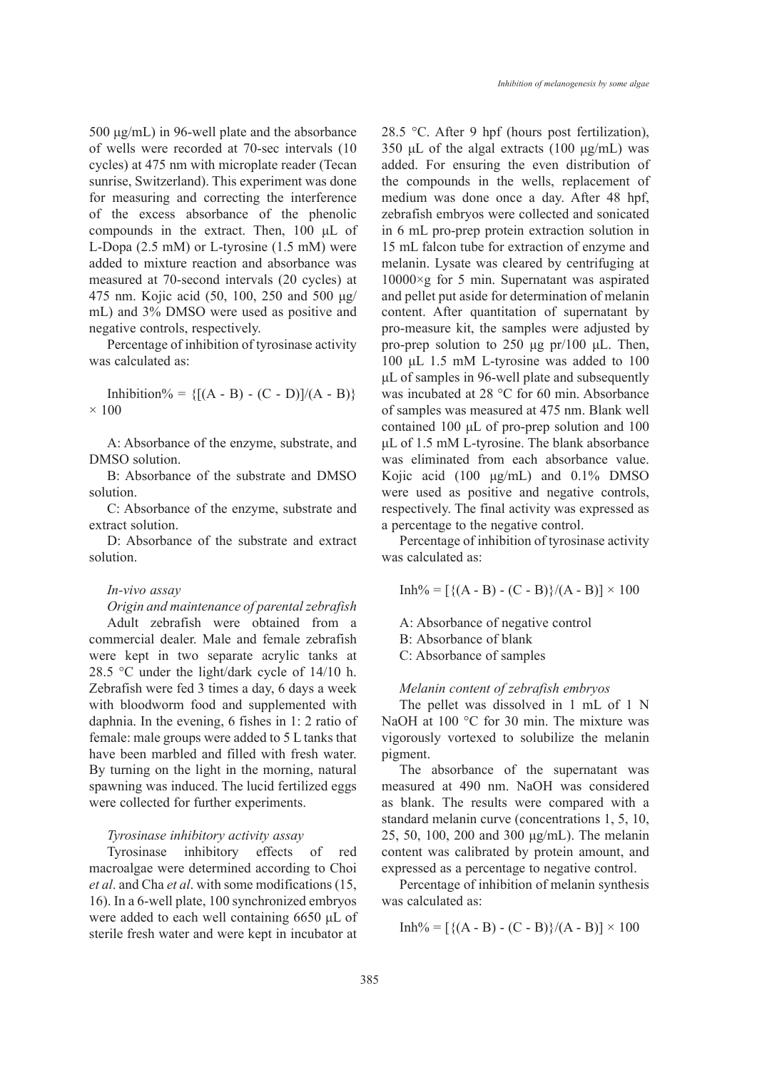500 μg/mL) in 96-well plate and the absorbance of wells were recorded at 70-sec intervals (10 cycles) at 475 nm with microplate reader (Tecan sunrise, Switzerland). This experiment was done for measuring and correcting the interference of the excess absorbance of the phenolic compounds in the extract. Then, 100 μL of L-Dopa (2.5 mM) or L-tyrosine (1.5 mM) were added to mixture reaction and absorbance was measured at 70-second intervals (20 cycles) at 475 nm. Kojic acid (50, 100, 250 and 500 μg/mL) and 3% DMSO were used as positive and negative controls, respectively.

Percentage of inhibition of tyrosinase activity was calculated as:

$$\text{Inhibition\%} = \{[(A - B) - (C - D)]/(A - B)\} \times 100$$

A: Absorbance of the enzyme, substrate, and DMSO solution.

B: Absorbance of the substrate and DMSO solution.

C: Absorbance of the enzyme, substrate and extract solution.

D: Absorbance of the substrate and extract solution.

### *In-vivo assay*

#### *Origin and maintenance of parental zebrafish*

Adult zebrafish were obtained from a commercial dealer. Male and female zebrafish were kept in two separate acrylic tanks at 28.5 °C under the light/dark cycle of 14/10 h. Zebrafish were fed 3 times a day, 6 days a week with bloodworm food and supplemented with daphnia. In the evening, 6 fishes in 1: 2 ratio of female: male groups were added to 5 L tanks that have been marbled and filled with fresh water. By turning on the light in the morning, natural spawning was induced. The lucid fertilized eggs were collected for further experiments.

#### *Tyrosinase inhibitory activity assay*

Tyrosinase inhibitory effects of red macroalgae were determined according to Choi *et al*. and Cha *et al*. with some modifications (15, 16). In a 6-well plate, 100 synchronized embryos were added to each well containing 6650 μL of sterile fresh water and were kept in incubator at 28.5 °C. After 9 hpf (hours post fertilization), 350 μL of the algal extracts (100 μg/mL) was added. For ensuring the even distribution of the compounds in the wells, replacement of medium was done once a day. After 48 hpf, zebrafish embryos were collected and sonicated in 6 mL pro-prep protein extraction solution in 15 mL falcon tube for extraction of enzyme and melanin. Lysate was cleared by centrifuging at 10000×g for 5 min. Supernatant was aspirated and pellet put aside for determination of melanin content. After quantitation of supernatant by pro-measure kit, the samples were adjusted by pro-prep solution to 250 μg pr/100 μL. Then, 100 μL 1.5 mM L-tyrosine was added to 100 μL of samples in 96-well plate and subsequently was incubated at 28 °C for 60 min. Absorbance of samples was measured at 475 nm. Blank well contained 100 μL of pro-prep solution and 100 μL of 1.5 mM L-tyrosine. The blank absorbance was eliminated from each absorbance value. Kojic acid (100 μg/mL) and 0.1% DMSO were used as positive and negative controls, respectively. The final activity was expressed as a percentage to the negative control.

Percentage of inhibition of tyrosinase activity was calculated as:

$$\text{Inh\%} = [\{(A - B) - (C - B)\}/(A - B)] \times 100$$

A: Absorbance of negative control

B: Absorbance of blank

C: Absorbance of samples

#### *Melanin content of zebrafish embryos*

The pellet was dissolved in 1 mL of 1 N NaOH at 100 °C for 30 min. The mixture was vigorously vortexed to solubilize the melanin pigment.

The absorbance of the supernatant was measured at 490 nm. NaOH was considered as blank. The results were compared with a standard melanin curve (concentrations 1, 5, 10, 25, 50, 100, 200 and 300 μg/mL). The melanin content was calibrated by protein amount, and expressed as a percentage to negative control.

Percentage of inhibition of melanin synthesis was calculated as:

$$\text{Inh\%} = [\{(A - B) - (C - B)\}/(A - B)] \times 100$$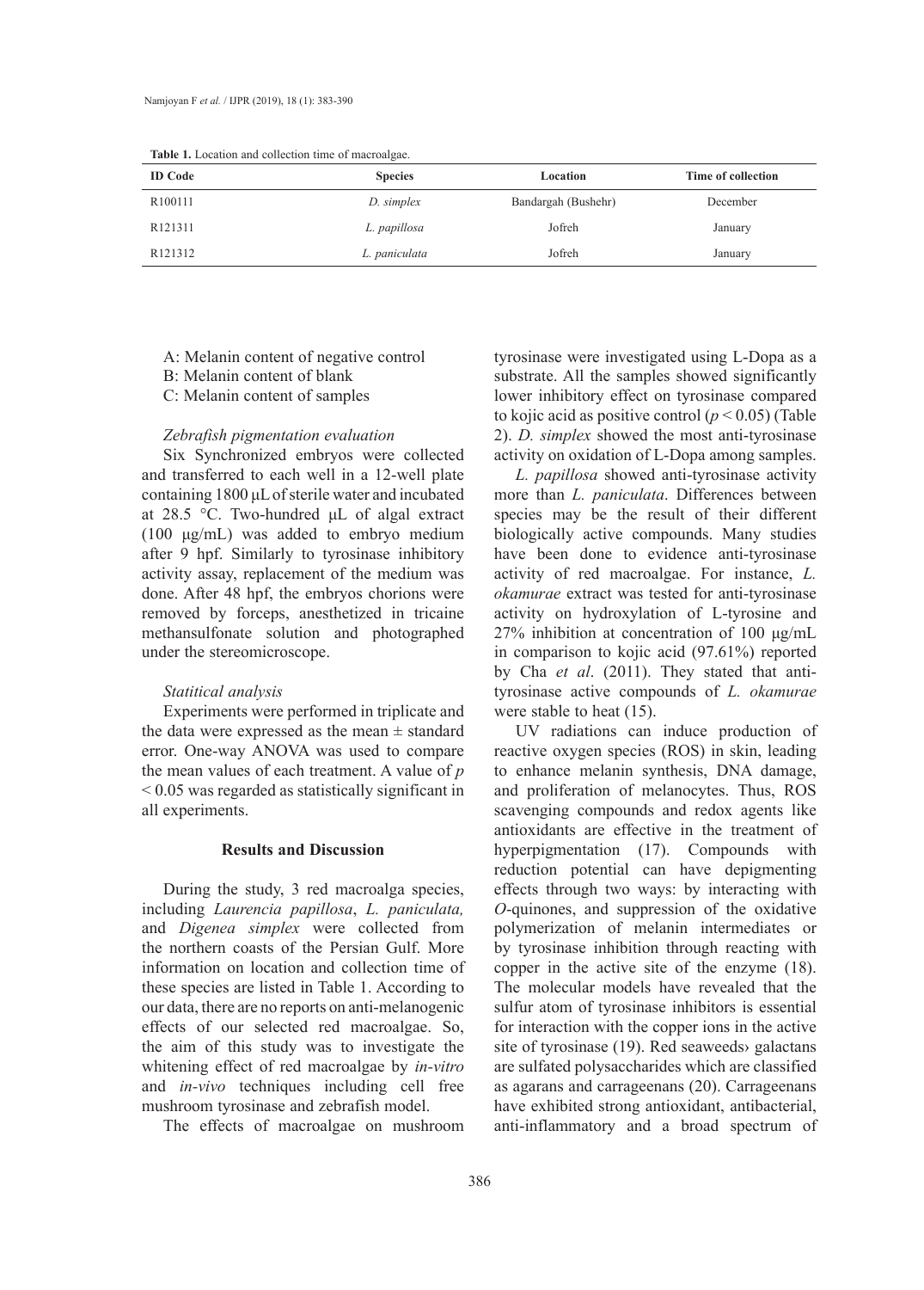**Table 1.** Location and collection time of macroalgae.

| ID Code | Species | Location | Time of collection |
|---|---|---|---|
| R100111 | *D. simplex* | Bandargah (Bushehr) | December |
| R121311 | *L. papillosa* | Jofreh | January |
| R121312 | *L. paniculata* | Jofreh | January |

A: Melanin content of negative control
B: Melanin content of blank
C: Melanin content of samples

### *Zebrafish pigmentation evaluation*

Six Synchronized embryos were collected and transferred to each well in a 12-well plate containing 1800 μL of sterile water and incubated at 28.5 °C. Two-hundred μL of algal extract (100 μg/mL) was added to embryo medium after 9 hpf. Similarly to tyrosinase inhibitory activity assay, replacement of the medium was done. After 48 hpf, the embryos chorions were removed by forceps, anesthetized in tricaine methansulfonate solution and photographed under the stereomicroscope.

### *Statitical analysis*

Experiments were performed in triplicate and the data were expressed as the mean ± standard error. One-way ANOVA was used to compare the mean values of each treatment. A value of $p < 0.05$ was regarded as statistically significant in all experiments.

## Results and Discussion

During the study, 3 red macroalga species, including *Laurencia papillosa*, *L. paniculata,* and *Digenea simplex* were collected from the northern coasts of the Persian Gulf. More information on location and collection time of these species are listed in Table 1. According to our data, there are no reports on anti-melanogenic effects of our selected red macroalgae. So, the aim of this study was to investigate the whitening effect of red macroalgae by *in-vitro* and *in-vivo* techniques including cell free mushroom tyrosinase and zebrafish model.

The effects of macroalgae on mushroom tyrosinase were investigated using L-Dopa as a substrate. All the samples showed significantly lower inhibitory effect on tyrosinase compared to kojic acid as positive control ($p < 0.05$) (Table 2). *D. simplex* showed the most anti-tyrosinase activity on oxidation of L-Dopa among samples.

*L. papillosa* showed anti-tyrosinase activity more than *L. paniculata*. Differences between species may be the result of their different biologically active compounds. Many studies have been done to evidence anti-tyrosinase activity of red macroalgae. For instance, *L. okamurae* extract was tested for anti-tyrosinase activity on hydroxylation of L-tyrosine and 27% inhibition at concentration of 100 μg/mL in comparison to kojic acid (97.61%) reported by Cha *et al*. (2011). They stated that anti-tyrosinase active compounds of *L. okamurae* were stable to heat (15).

UV radiations can induce production of reactive oxygen species (ROS) in skin, leading to enhance melanin synthesis, DNA damage, and proliferation of melanocytes. Thus, ROS scavenging compounds and redox agents like antioxidants are effective in the treatment of hyperpigmentation (17). Compounds with reduction potential can have depigmenting effects through two ways: by interacting with *O*-quinones, and suppression of the oxidative polymerization of melanin intermediates or by tyrosinase inhibition through reacting with copper in the active site of the enzyme (18). The molecular models have revealed that the sulfur atom of tyrosinase inhibitors is essential for interaction with the copper ions in the active site of tyrosinase (19). Red seaweeds› galactans are sulfated polysaccharides which are classified as agarans and carrageenans (20). Carrageenans have exhibited strong antioxidant, antibacterial, anti-inflammatory and a broad spectrum of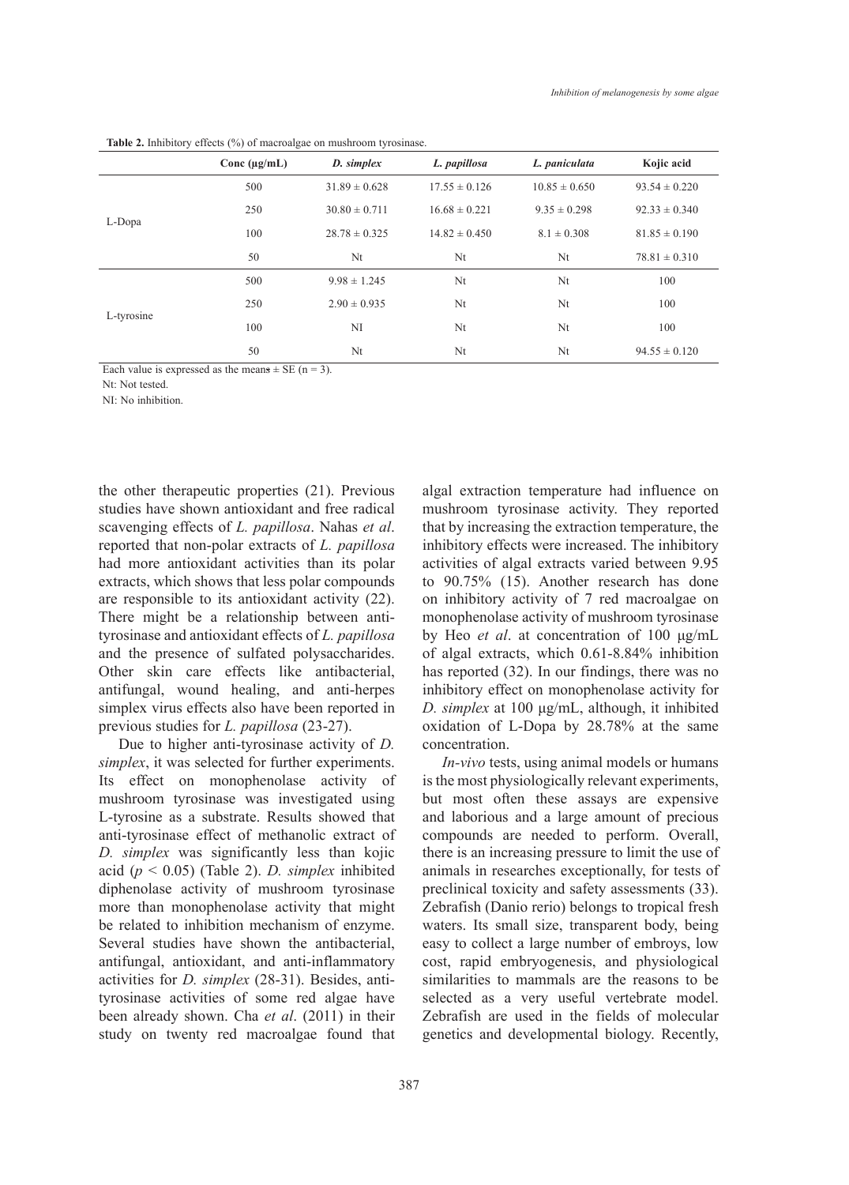**Table 2.** Inhibitory effects (%) of macroalgae on mushroom tyrosinase.

| | Conc (μg/mL) | *D. simplex* | *L. papillosa* | *L. paniculata* | Kojic acid |
|---|---|---|---|---|---|
| L-Dopa | 500 | 31.89 ± 0.628 | 17.55 ± 0.126 | 10.85 ± 0.650 | 93.54 ± 0.220 |
| | 250 | 30.80 ± 0.711 | 16.68 ± 0.221 | 9.35 ± 0.298 | 92.33 ± 0.340 |
| | 100 | 28.78 ± 0.325 | 14.82 ± 0.450 | 8.1 ± 0.308 | 81.85 ± 0.190 |
| | 50 | Nt | Nt | Nt | 78.81 ± 0.310 |
| L-tyrosine | 500 | 9.98 ± 1.245 | Nt | Nt | 100 |
| | 250 | 2.90 ± 0.935 | Nt | Nt | 100 |
| | 100 | NI | Nt | Nt | 100 |
| | 50 | Nt | Nt | Nt | 94.55 ± 0.120 |

Each value is expressed as the means ± SE (n = 3).

Nt: Not tested.

NI: No inhibition.

the other therapeutic properties (21). Previous studies have shown antioxidant and free radical scavenging effects of *L. papillosa*. Nahas *et al*. reported that non-polar extracts of *L. papillosa* had more antioxidant activities than its polar extracts, which shows that less polar compounds are responsible to its antioxidant activity (22). There might be a relationship between anti-tyrosinase and antioxidant effects of *L. papillosa* and the presence of sulfated polysaccharides. Other skin care effects like antibacterial, antifungal, wound healing, and anti-herpes simplex virus effects also have been reported in previous studies for *L. papillosa* (23-27).

Due to higher anti-tyrosinase activity of *D. simplex*, it was selected for further experiments. Its effect on monophenolase activity of mushroom tyrosinase was investigated using L-tyrosine as a substrate. Results showed that anti-tyrosinase effect of methanolic extract of *D. simplex* was significantly less than kojic acid ($p < 0.05$) (Table 2). *D. simplex* inhibited diphenolase activity of mushroom tyrosinase more than monophenolase activity that might be related to inhibition mechanism of enzyme. Several studies have shown the antibacterial, antifungal, antioxidant, and anti-inflammatory activities for *D. simplex* (28-31). Besides, anti-tyrosinase activities of some red algae have been already shown. Cha *et al*. (2011) in their study on twenty red macroalgae found that algal extraction temperature had influence on mushroom tyrosinase activity. They reported that by increasing the extraction temperature, the inhibitory effects were increased. The inhibitory activities of algal extracts varied between 9.95 to 90.75% (15). Another research has done on inhibitory activity of 7 red macroalgae on monophenolase activity of mushroom tyrosinase by Heo *et al*. at concentration of 100 μg/mL of algal extracts, which 0.61-8.84% inhibition has reported (32). In our findings, there was no inhibitory effect on monophenolase activity for *D. simplex* at 100 μg/mL, although, it inhibited oxidation of L-Dopa by 28.78% at the same concentration.

*In-vivo* tests, using animal models or humans is the most physiologically relevant experiments, but most often these assays are expensive and laborious and a large amount of precious compounds are needed to perform. Overall, there is an increasing pressure to limit the use of animals in researches exceptionally, for tests of preclinical toxicity and safety assessments (33). Zebrafish (Danio rerio) belongs to tropical fresh waters. Its small size, transparent body, being easy to collect a large number of embroys, low cost, rapid embryogenesis, and physiological similarities to mammals are the reasons to be selected as a very useful vertebrate model. Zebrafish are used in the fields of molecular genetics and developmental biology. Recently,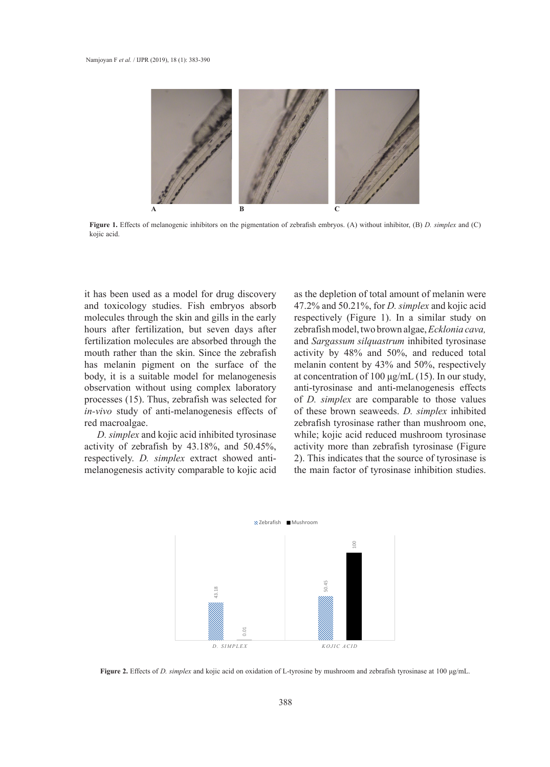Figure 1. Effects of melanogenic inhibitors on the pigmentation of zebrafish embryos. (A) without inhibitor, (B) *D. simplex* and (C) kojic acid.

it has been used as a model for drug discovery and toxicology studies. Fish embryos absorb molecules through the skin and gills in the early hours after fertilization, but seven days after fertilization molecules are absorbed through the mouth rather than the skin. Since the zebrafish has melanin pigment on the surface of the body, it is a suitable model for melanogenesis observation without using complex laboratory processes (15). Thus, zebrafish was selected for *in-vivo* study of anti-melanogenesis effects of red macroalgae.

*D. simplex* and kojic acid inhibited tyrosinase activity of zebrafish by 43.18%, and 50.45%, respectively. *D. simplex* extract showed anti-melanogenesis activity comparable to kojic acid as the depletion of total amount of melanin were 47.2% and 50.21%, for *D. simplex* and kojic acid respectively (Figure 1). In a similar study on zebrafish model, two brown algae, *Ecklonia cava,* and *Sargassum silquastrum* inhibited tyrosinase activity by 48% and 50%, and reduced total melanin content by 43% and 50%, respectively at concentration of 100 μg/mL (15). In our study, anti-tyrosinase and anti-melanogenesis effects of *D. simplex* are comparable to those values of these brown seaweeds. *D. simplex* inhibited zebrafish tyrosinase rather than mushroom one, while; kojic acid reduced mushroom tyrosinase activity more than zebrafish tyrosinase (Figure 2). This indicates that the source of tyrosinase is the main factor of tyrosinase inhibition studies.

Figure 2. Effects of *D. simplex* and kojic acid on oxidation of L-tyrosine by mushroom and zebrafish tyrosinase at 100 μg/mL.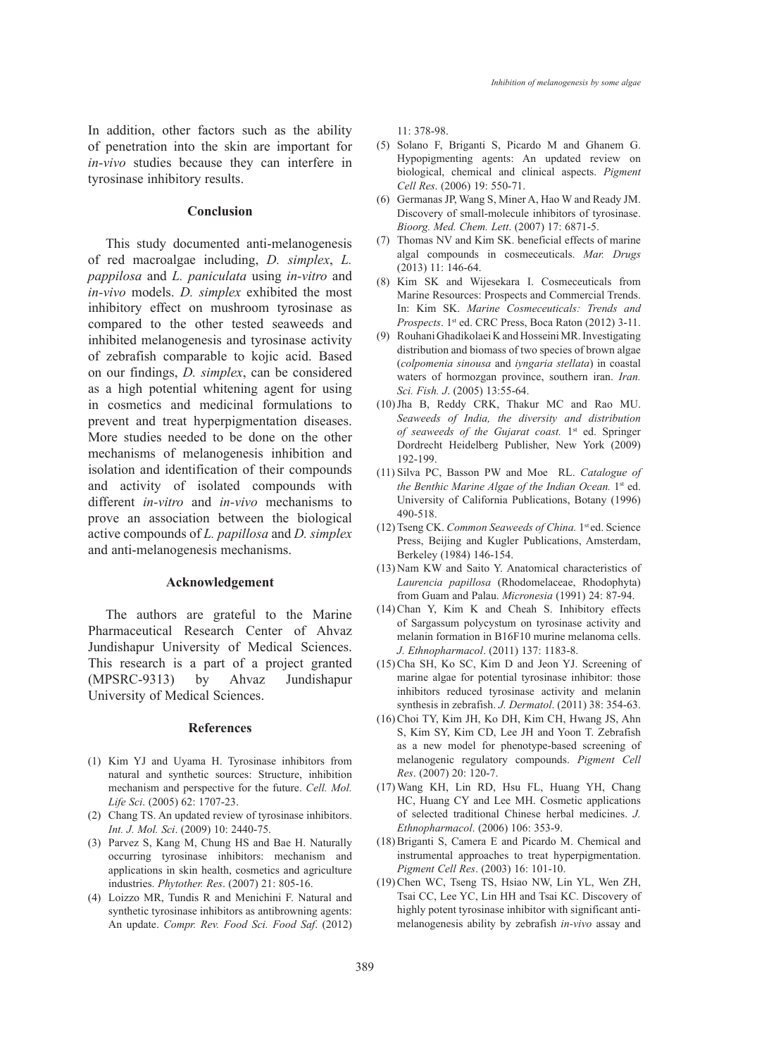In addition, other factors such as the ability of penetration into the skin are important for *in-vivo* studies because they can interfere in tyrosinase inhibitory results.

## Conclusion

This study documented anti-melanogenesis of red macroalgae including, *D. simplex*, *L. pappilosa* and *L. paniculata* using *in-vitro* and *in-vivo* models. *D. simplex* exhibited the most inhibitory effect on mushroom tyrosinase as compared to the other tested seaweeds and inhibited melanogenesis and tyrosinase activity of zebrafish comparable to kojic acid. Based on our findings, *D. simplex*, can be considered as a high potential whitening agent for using in cosmetics and medicinal formulations to prevent and treat hyperpigmentation diseases. More studies needed to be done on the other mechanisms of melanogenesis inhibition and isolation and identification of their compounds and activity of isolated compounds with different *in-vitro* and *in-vivo* mechanisms to prove an association between the biological active compounds of *L. papillosa* and *D. simplex* and anti-melanogenesis mechanisms.

## Acknowledgement

The authors are grateful to the Marine Pharmaceutical Research Center of Ahvaz Jundishapur University of Medical Sciences. This research is a part of a project granted (MPSRC-9313) by Ahvaz Jundishapur University of Medical Sciences.

## References

(1) Kim YJ and Uyama H. Tyrosinase inhibitors from natural and synthetic sources: Structure, inhibition mechanism and perspective for the future. *Cell. Mol. Life Sci*. (2005) 62: 1707-23.

(2) Chang TS. An updated review of tyrosinase inhibitors. *Int. J. Mol. Sci*. (2009) 10: 2440-75.

(3) Parvez S, Kang M, Chung HS and Bae H. Naturally occurring tyrosinase inhibitors: mechanism and applications in skin health, cosmetics and agriculture industries. *Phytother. Res*. (2007) 21: 805-16.

(4) Loizzo MR, Tundis R and Menichini F. Natural and synthetic tyrosinase inhibitors as antibrowning agents: An update. *Compr. Rev. Food Sci. Food Saf*. (2012) 11: 378-98.

(5) Solano F, Briganti S, Picardo M and Ghanem G. Hypopigmenting agents: An updated review on biological, chemical and clinical aspects. *Pigment Cell Res*. (2006) 19: 550-71.

(6) Germanas JP, Wang S, Miner A, Hao W and Ready JM. Discovery of small-molecule inhibitors of tyrosinase. *Bioorg. Med. Chem. Lett*. (2007) 17: 6871-5.

(7) Thomas NV and Kim SK. beneficial effects of marine algal compounds in cosmeceuticals. *Mar. Drugs* (2013) 11: 146-64.

(8) Kim SK and Wijesekara I. Cosmeceuticals from Marine Resources: Prospects and Commercial Trends. In: Kim SK. *Marine Cosmeceuticals: Trends and Prospects*. 1st ed. CRC Press, Boca Raton (2012) 3-11.

(9) Rouhani Ghadikolaei K and Hosseini MR. Investigating distribution and biomass of two species of brown algae (*colpomenia sinousa* and *iyngaria stellata*) in coastal waters of hormozgan province, southern iran. *Iran. Sci. Fish. J*. (2005) 13:55-64.

(10) Jha B, Reddy CRK, Thakur MC and Rao MU. *Seaweeds of India, the diversity and distribution of seaweeds of the Gujarat coast.* 1st ed. Springer Dordrecht Heidelberg Publisher, New York (2009) 192-199.

(11) Silva PC, Basson PW and Moe RL. *Catalogue of the Benthic Marine Algae of the Indian Ocean.* 1st ed. University of California Publications, Botany (1996) 490-518.

(12) Tseng CK. *Common Seaweeds of China.* 1st ed. Science Press, Beijing and Kugler Publications, Amsterdam, Berkeley (1984) 146-154.

(13) Nam KW and Saito Y. Anatomical characteristics of *Laurencia papillosa* (Rhodomelaceae, Rhodophyta) from Guam and Palau. *Micronesia* (1991) 24: 87-94.

(14) Chan Y, Kim K and Cheah S. Inhibitory effects of Sargassum polycystum on tyrosinase activity and melanin formation in B16F10 murine melanoma cells. *J. Ethnopharmacol*. (2011) 137: 1183-8.

(15) Cha SH, Ko SC, Kim D and Jeon YJ. Screening of marine algae for potential tyrosinase inhibitor: those inhibitors reduced tyrosinase activity and melanin synthesis in zebrafish. *J. Dermatol*. (2011) 38: 354-63.

(16) Choi TY, Kim JH, Ko DH, Kim CH, Hwang JS, Ahn S, Kim SY, Kim CD, Lee JH and Yoon T. Zebrafish as a new model for phenotype-based screening of melanogenic regulatory compounds. *Pigment Cell Res*. (2007) 20: 120-7.

(17) Wang KH, Lin RD, Hsu FL, Huang YH, Chang HC, Huang CY and Lee MH. Cosmetic applications of selected traditional Chinese herbal medicines. *J. Ethnopharmacol*. (2006) 106: 353-9.

(18) Briganti S, Camera E and Picardo M. Chemical and instrumental approaches to treat hyperpigmentation. *Pigment Cell Res*. (2003) 16: 101-10.

(19) Chen WC, Tseng TS, Hsiao NW, Lin YL, Wen ZH, Tsai CC, Lee YC, Lin HH and Tsai KC. Discovery of highly potent tyrosinase inhibitor with significant anti-melanogenesis ability by zebrafish *in-vivo* assay and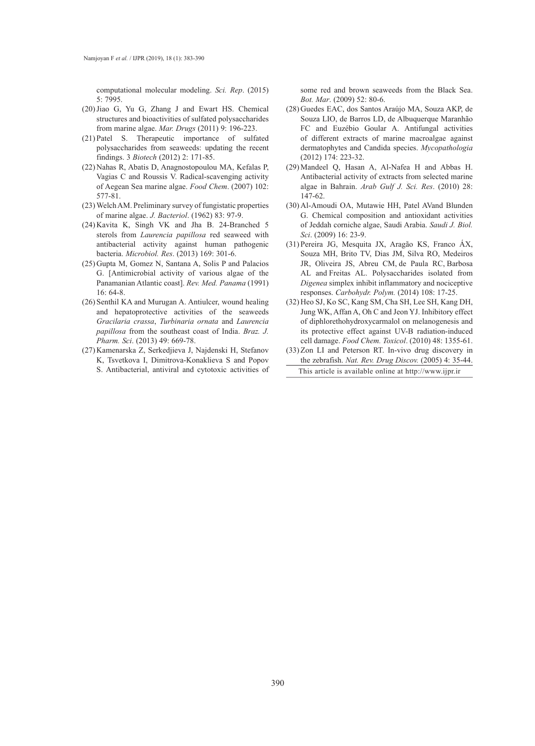computational molecular modeling. *Sci. Rep*. (2015) 5: 7995.

(20) Jiao G, Yu G, Zhang J and Ewart HS. Chemical structures and bioactivities of sulfated polysaccharides from marine algae. *Mar. Drugs* (2011) 9: 196-223.

(21) Patel S. Therapeutic importance of sulfated polysaccharides from seaweeds: updating the recent findings. 3 *Biotech* (2012) 2: 171-85.

(22) Nahas R, Abatis D, Anagnostopoulou MA, Kefalas P, Vagias C and Roussis V. Radical-scavenging activity of Aegean Sea marine algae. *Food Chem*. (2007) 102: 577-81.

(23) Welch AM. Preliminary survey of fungistatic properties of marine algae. *J. Bacteriol*. (1962) 83: 97-9.

(24) Kavita K, Singh VK and Jha B. 24-Branched 5 sterols from *Laurencia papillosa* red seaweed with antibacterial activity against human pathogenic bacteria. *Microbiol. Res*. (2013) 169: 301-6.

(25) Gupta M, Gomez N, Santana A, Solis P and Palacios G. [Antimicrobial activity of various algae of the Panamanian Atlantic coast]. *Rev. Med. Panama* (1991) 16: 64-8.

(26) Senthil KA and Murugan A. Antiulcer, wound healing and hepatoprotective activities of the seaweeds *Gracilaria crassa*, *Turbinaria ornata* and *Laurencia papillosa* from the southeast coast of India. *Braz. J. Pharm. Sci*. (2013) 49: 669-78.

(27) Kamenarska Z, Serkedjieva J, Najdenski H, Stefanov K, Tsvetkova I, Dimitrova-Konaklieva S and Popov S. Antibacterial, antiviral and cytotoxic activities of some red and brown seaweeds from the Black Sea. *Bot. Mar*. (2009) 52: 80-6.

(28) Guedes EAC, dos Santos Araújo MA, Souza AKP, de Souza LIO, de Barros LD, de Albuquerque Maranhão FC and Euzébio Goular A. Antifungal activities of different extracts of marine macroalgae against dermatophytes and Candida species. *Mycopathologia* (2012) 174: 223-32.

(29) Mandeel Q, Hasan A, Al-Nafea H and Abbas H. Antibacterial activity of extracts from selected marine algae in Bahrain. *Arab Gulf J. Sci. Res*. (2010) 28: 147-62.

(30) Al-Amoudi OA, Mutawie HH, Patel AVand Blunden G. Chemical composition and antioxidant activities of Jeddah corniche algae, Saudi Arabia. *Saudi J. Biol. Sci*. (2009) 16: 23-9.

(31) Pereira JG, Mesquita JX, Aragão KS, Franco ÁX, Souza MH, Brito TV, Dias JM, Silva RO, Medeiros JR, Oliveira JS, Abreu CM, de Paula RC, Barbosa AL and Freitas AL. Polysaccharides isolated from *Digenea* simplex inhibit inflammatory and nociceptive responses. *Carbohydr. Polym.* (2014) 108: 17-25.

(32) Heo SJ, Ko SC, Kang SM, Cha SH, Lee SH, Kang DH, Jung WK, Affan A, Oh C and Jeon YJ. Inhibitory effect of diphlorethohydroxycarmalol on melanogenesis and its protective effect against UV-B radiation-induced cell damage. *Food Chem. Toxicol*. (2010) 48: 1355-61.

(33) Zon LI and Peterson RT. In-vivo drug discovery in the zebrafish. *Nat. Rev. Drug Discov.* (2005) 4: 35-44.

This article is available online at http://www.ijpr.ir